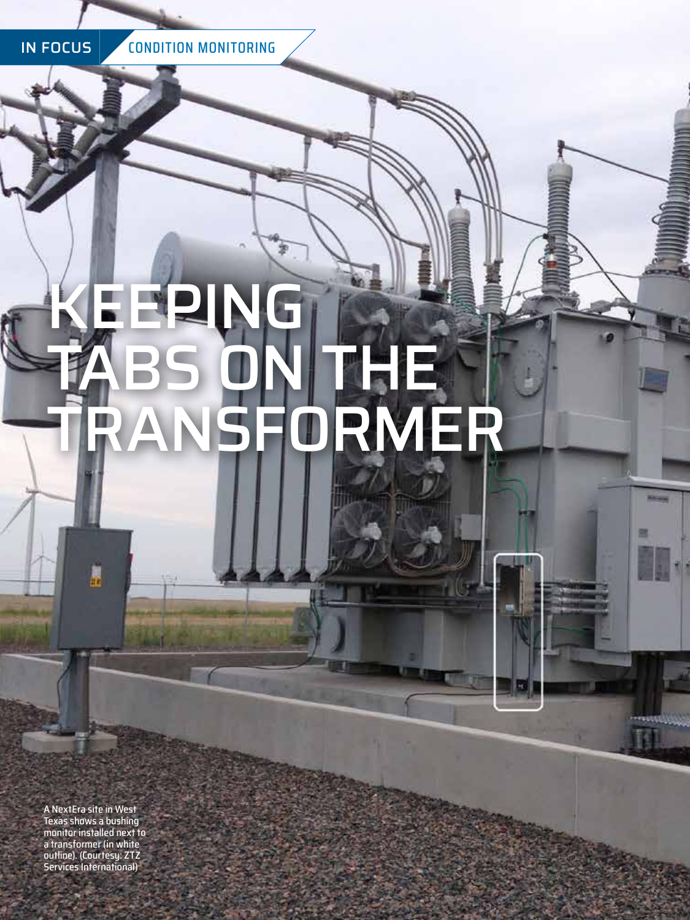IN FOCUS | CONDITION MONITORING

# KEEPING TABS ON THE TRANSFORMER

A NextEra site in West Texas shows a bushing monitor installed next to a transformer (in white outline). (Courtesy: ZTZ Services International)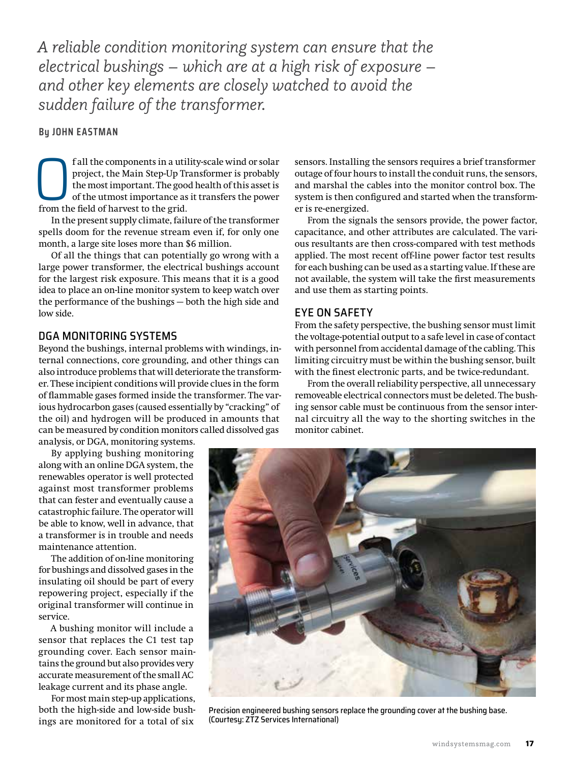*A reliable condition monitoring system can ensure that the electrical bushings — which are at a high risk of exposure — and other key elements are closely watched to avoid the sudden failure of the transformer.*

**By JOHN EASTMAN**

Of all the components in a utility-scale wind or solar project, the Main Step-Up Transformer is probably the most important. The good health of this asset is of the utmost importance as it transfers the power from the field of harvest to the grid.

In the present supply climate, failure of the transformer spells doom for the revenue stream even if, for only one month, a large site loses more than $6 million.

Of all the things that can potentially go wrong with a large power transformer, the electrical bushings account for the largest risk exposure. This means that it is a good idea to place an on-line monitor system to keep watch over the performance of the bushings — both the high side and low side.

## DGA MONITORING SYSTEMS

Beyond the bushings, internal problems with windings, internal connections, core grounding, and other things can also introduce problems that will deteriorate the transformer. These incipient conditions will provide clues in the form of flammable gases formed inside the transformer. The various hydrocarbon gases (caused essentially by "cracking" of the oil) and hydrogen will be produced in amounts that can be measured by condition monitors called dissolved gas analysis, or DGA, monitoring systems.

By applying bushing monitoring along with an online DGA system, the renewables operator is well protected against most transformer problems that can fester and eventually cause a catastrophic failure. The operator will be able to know, well in advance, that a transformer is in trouble and needs maintenance attention.

The addition of on-line monitoring for bushings and dissolved gases in the insulating oil should be part of every repowering project, especially if the original transformer will continue in service.

A bushing monitor will include a sensor that replaces the C1 test tap grounding cover. Each sensor maintains the ground but also provides very accurate measurement of the small AC leakage current and its phase angle.

For most main step-up applications, both the high-side and low-side bushings are monitored for a total of six sensors. Installing the sensors requires a brief transformer outage of four hours to install the conduit runs, the sensors, and marshal the cables into the monitor control box. The system is then configured and started when the transformer is re-energized.

From the signals the sensors provide, the power factor, capacitance, and other attributes are calculated. The various resultants are then cross-compared with test methods applied. The most recent off-line power factor test results for each bushing can be used as a starting value. If these are not available, the system will take the first measurements and use them as starting points.

## EYE ON SAFETY

From the safety perspective, the bushing sensor must limit the voltage-potential output to a safe level in case of contact with personnel from accidental damage of the cabling. This limiting circuitry must be within the bushing sensor, built with the finest electronic parts, and be twice-redundant.

From the overall reliability perspective, all unnecessary removeable electrical connectors must be deleted. The bushing sensor cable must be continuous from the sensor internal circuitry all the way to the shorting switches in the monitor cabinet.

Precision engineered bushing sensors replace the grounding cover at the bushing base. (Courtesy: ZTZ Services International)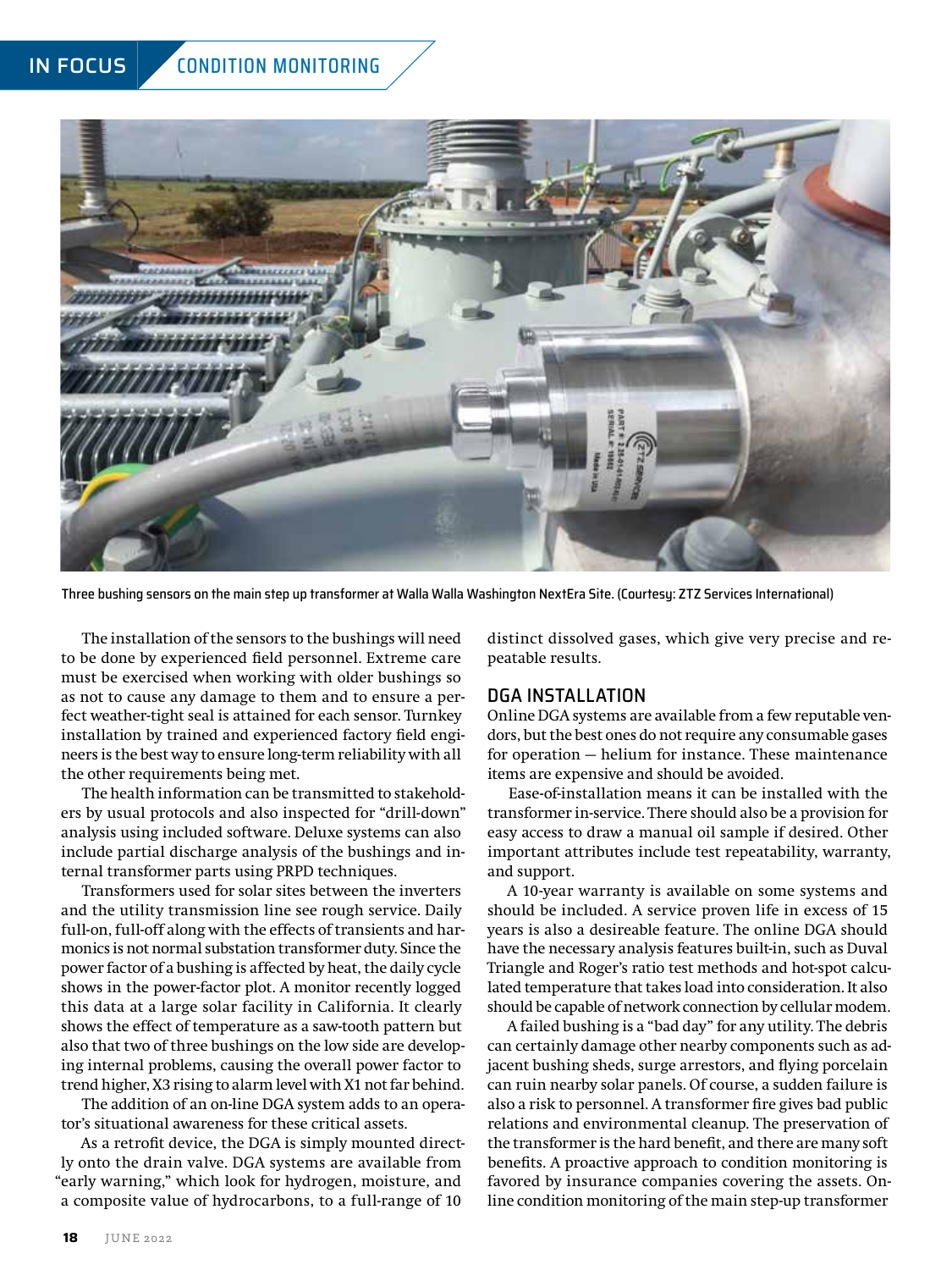Three bushing sensors on the main step up transformer at Walla Walla Washington NextEra Site. (Courtesy: ZTZ Services International)

The installation of the sensors to the bushings will need to be done by experienced field personnel. Extreme care must be exercised when working with older bushings so as not to cause any damage to them and to ensure a perfect weather-tight seal is attained for each sensor. Turnkey installation by trained and experienced factory field engineers is the best way to ensure long-term reliability with all the other requirements being met.

The health information can be transmitted to stakeholders by usual protocols and also inspected for "drill-down" analysis using included software. Deluxe systems can also include partial discharge analysis of the bushings and internal transformer parts using PRPD techniques.

Transformers used for solar sites between the inverters and the utility transmission line see rough service. Daily full-on, full-off along with the effects of transients and harmonics is not normal substation transformer duty. Since the power factor of a bushing is affected by heat, the daily cycle shows in the power-factor plot. A monitor recently logged this data at a large solar facility in California. It clearly shows the effect of temperature as a saw-tooth pattern but also that two of three bushings on the low side are developing internal problems, causing the overall power factor to trend higher, X3 rising to alarm level with X1 not far behind.

The addition of an on-line DGA system adds to an operator's situational awareness for these critical assets.

As a retrofit device, the DGA is simply mounted directly onto the drain valve. DGA systems are available from "early warning," which look for hydrogen, moisture, and a composite value of hydrocarbons, to a full-range of 10 distinct dissolved gases, which give very precise and repeatable results.

## DGA INSTALLATION

Online DGA systems are available from a few reputable vendors, but the best ones do not require any consumable gases for operation — helium for instance. These maintenance items are expensive and should be avoided.

Ease-of-installation means it can be installed with the transformer in-service. There should also be a provision for easy access to draw a manual oil sample if desired. Other important attributes include test repeatability, warranty, and support.

A 10-year warranty is available on some systems and should be included. A service proven life in excess of 15 years is also a desireable feature. The online DGA should have the necessary analysis features built-in, such as Duval Triangle and Roger's ratio test methods and hot-spot calculated temperature that takes load into consideration. It also should be capable of network connection by cellular modem.

A failed bushing is a "bad day" for any utility. The debris can certainly damage other nearby components such as adjacent bushing sheds, surge arrestors, and flying porcelain can ruin nearby solar panels. Of course, a sudden failure is also a risk to personnel. A transformer fire gives bad public relations and environmental cleanup. The preservation of the transformer is the hard benefit, and there are many soft benefits. A proactive approach to condition monitoring is favored by insurance companies covering the assets. Online condition monitoring of the main step-up transformer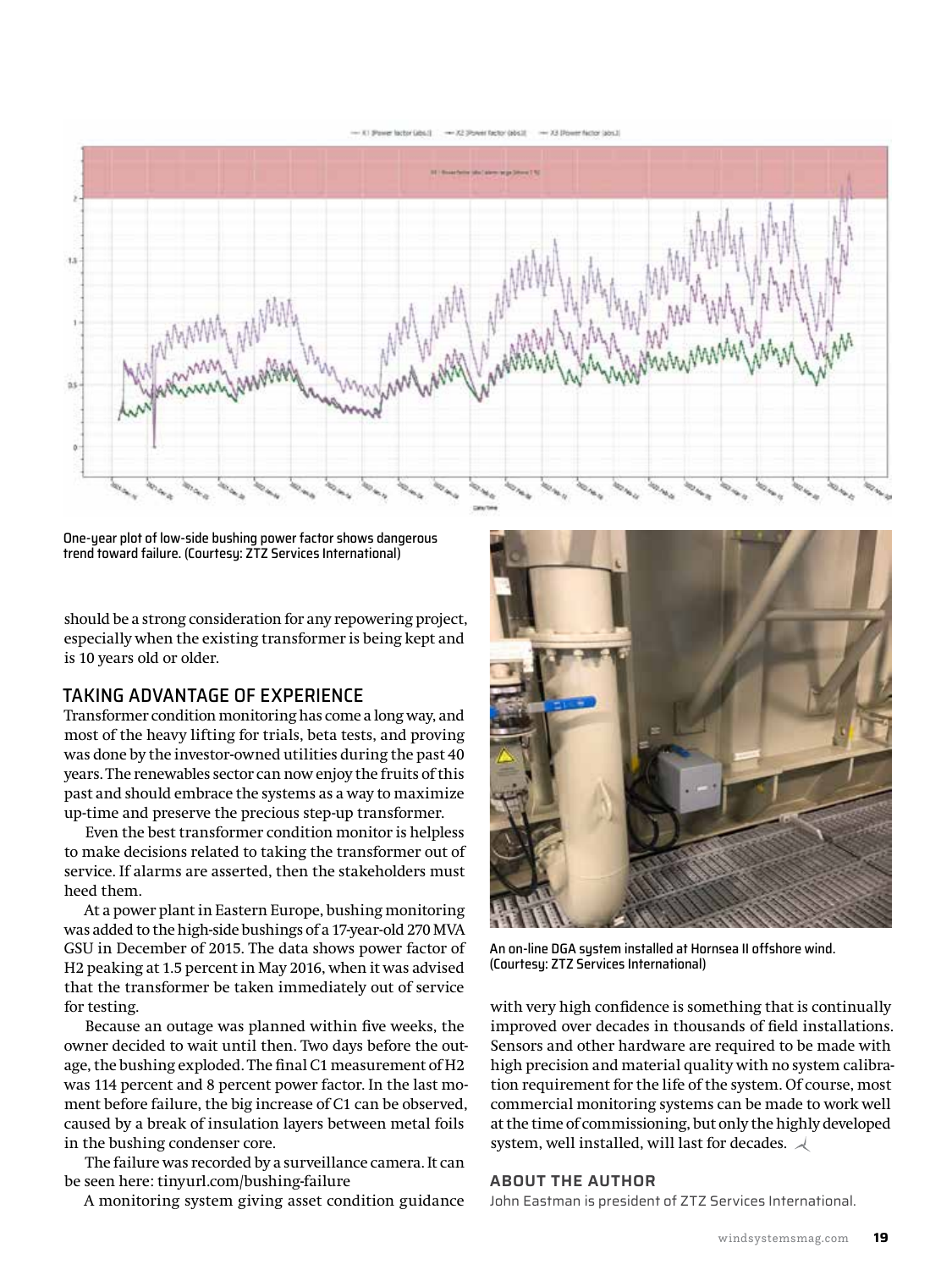— X1 (Power factor (abs.)) — X2 (Power factor (abs.)) — X3 (Power factor (abs.))

X1 - Power factor (abs.) alarm range (above 2 %)

2

1.5

1

0.5

0

Date/Time

One-year plot of low-side bushing power factor shows dangerous trend toward failure. (Courtesy: ZTZ Services International)

should be a strong consideration for any repowering project, especially when the existing transformer is being kept and is 10 years old or older.

## TAKING ADVANTAGE OF EXPERIENCE

Transformer condition monitoring has come a long way, and most of the heavy lifting for trials, beta tests, and proving was done by the investor-owned utilities during the past 40 years. The renewables sector can now enjoy the fruits of this past and should embrace the systems as a way to maximize up-time and preserve the precious step-up transformer.

Even the best transformer condition monitor is helpless to make decisions related to taking the transformer out of service. If alarms are asserted, then the stakeholders must heed them.

At a power plant in Eastern Europe, bushing monitoring was added to the high-side bushings of a 17-year-old 270 MVA GSU in December of 2015. The data shows power factor of H2 peaking at 1.5 percent in May 2016, when it was advised that the transformer be taken immediately out of service for testing.

Because an outage was planned within five weeks, the owner decided to wait until then. Two days before the outage, the bushing exploded. The final C1 measurement of H2 was 114 percent and 8 percent power factor. In the last moment before failure, the big increase of C1 can be observed, caused by a break of insulation layers between metal foils in the bushing condenser core.

The failure was recorded by a surveillance camera. It can be seen here: tinyurl.com/bushing-failure

A monitoring system giving asset condition guidance with very high confidence is something that is continually improved over decades in thousands of field installations. Sensors and other hardware are required to be made with high precision and material quality with no system calibration requirement for the life of the system. Of course, most commercial monitoring systems can be made to work well at the time of commissioning, but only the highly developed system, well installed, will last for decades.

An on-line DGA system installed at Hornsea II offshore wind. (Courtesy: ZTZ Services International)

### ABOUT THE AUTHOR

John Eastman is president of ZTZ Services International.